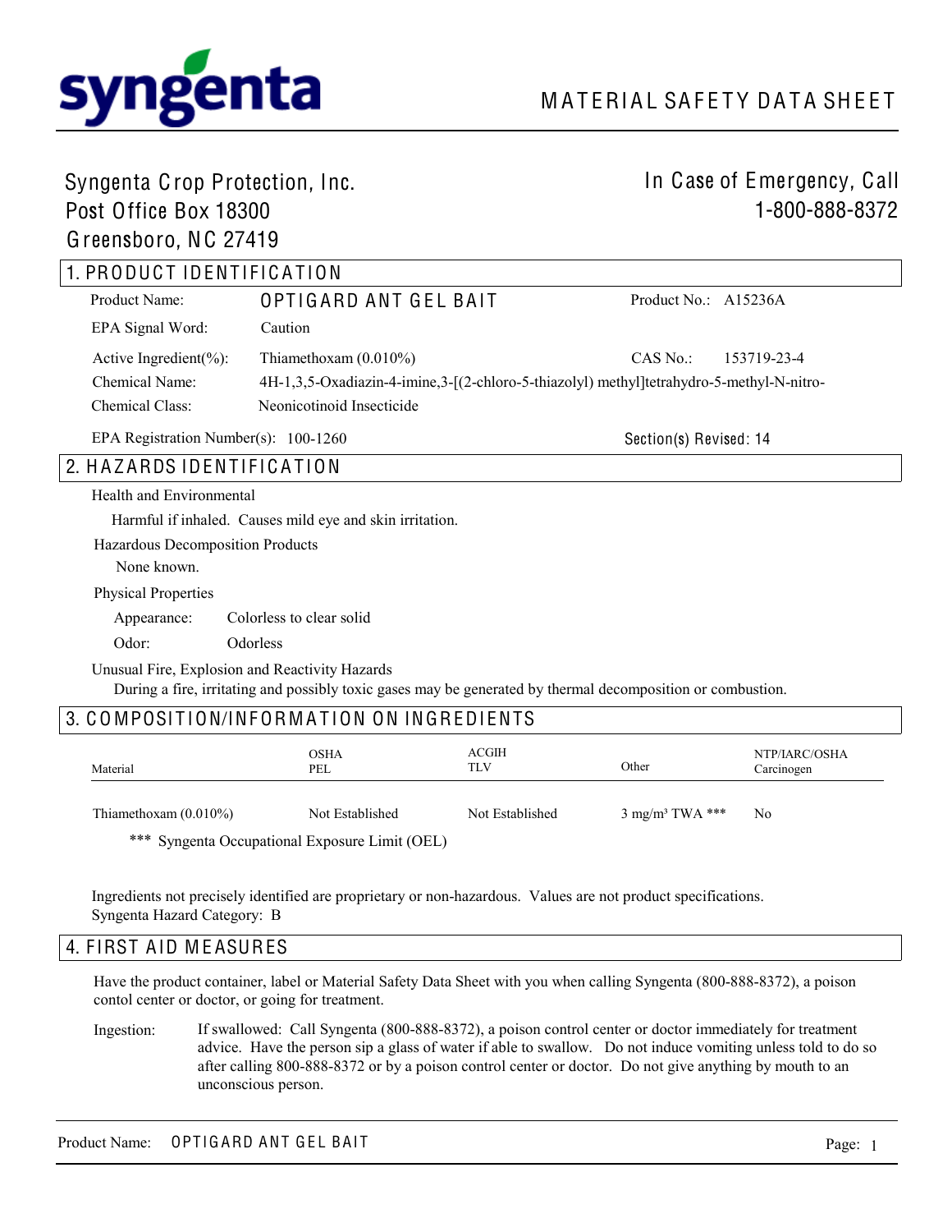syngenta

# MATERIAL SAFETY DATA SHEET

Syngenta Crop Protection, Inc.
Post Office Box 18300
Greensboro, NC 27419

In Case of Emergency, Call
1-800-888-8372

## 1. PRODUCT IDENTIFICATION

Product Name: OPTIGARD ANT GEL BAIT — Product No.: A15236A

EPA Signal Word: Caution

Active Ingredient(%): Thiamethoxam (0.010%) — CAS No.: 153719-23-4

Chemical Name: 4H-1,3,5-Oxadiazin-4-imine,3-[(2-chloro-5-thiazolyl) methyl]tetrahydro-5-methyl-N-nitro-

Chemical Class: Neonicotinoid Insecticide

EPA Registration Number(s): 100-1260 — Section(s) Revised: 14

## 2. HAZARDS IDENTIFICATION

Health and Environmental

Harmful if inhaled. Causes mild eye and skin irritation.

Hazardous Decomposition Products

None known.

Physical Properties

Appearance: Colorless to clear solid

Odor: Odorless

Unusual Fire, Explosion and Reactivity Hazards

During a fire, irritating and possibly toxic gases may be generated by thermal decomposition or combustion.

## 3. COMPOSITION/INFORMATION ON INGREDIENTS

| Material | OSHA PEL | ACGIH TLV | Other | NTP/IARC/OSHA Carcinogen |
|---|---|---|---|---|
| Thiamethoxam (0.010%) | Not Established | Not Established | 3 mg/m³ TWA *** | No |

*** Syngenta Occupational Exposure Limit (OEL)

Ingredients not precisely identified are proprietary or non-hazardous. Values are not product specifications.
Syngenta Hazard Category: B

## 4. FIRST AID MEASURES

Have the product container, label or Material Safety Data Sheet with you when calling Syngenta (800-888-8372), a poison contol center or doctor, or going for treatment.

Ingestion: If swallowed: Call Syngenta (800-888-8372), a poison control center or doctor immediately for treatment advice. Have the person sip a glass of water if able to swallow. Do not induce vomiting unless told to do so after calling 800-888-8372 or by a poison control center or doctor. Do not give anything by mouth to an unconscious person.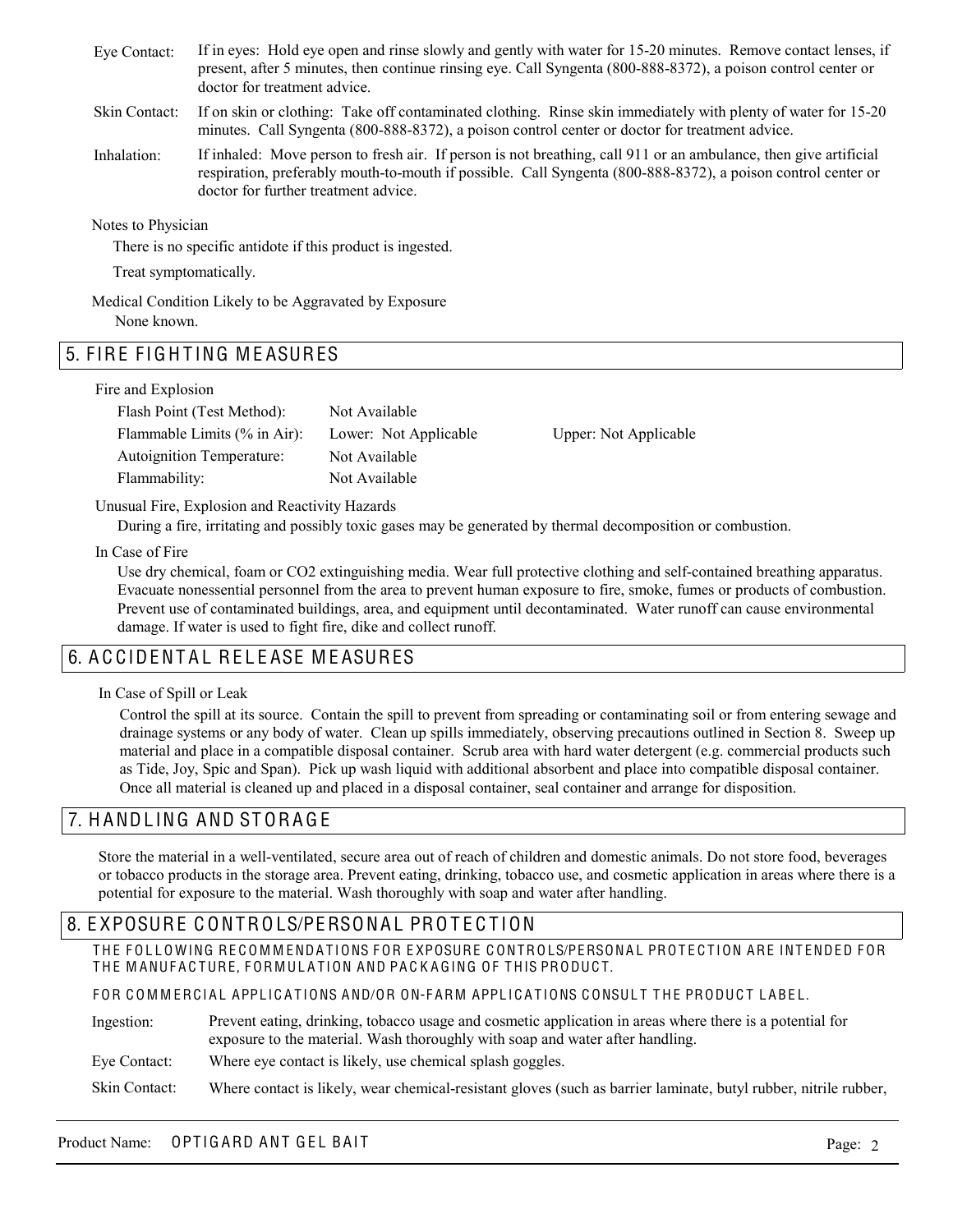| | |
|---|---|
| Eye Contact: | If in eyes: Hold eye open and rinse slowly and gently with water for 15-20 minutes. Remove contact lenses, if present, after 5 minutes, then continue rinsing eye. Call Syngenta (800-888-8372), a poison control center or doctor for treatment advice. |
| Skin Contact: | If on skin or clothing: Take off contaminated clothing. Rinse skin immediately with plenty of water for 15-20 minutes. Call Syngenta (800-888-8372), a poison control center or doctor for treatment advice. |
| Inhalation: | If inhaled: Move person to fresh air. If person is not breathing, call 911 or an ambulance, then give artificial respiration, preferably mouth-to-mouth if possible. Call Syngenta (800-888-8372), a poison control center or doctor for further treatment advice. |

Notes to Physician

There is no specific antidote if this product is ingested.

Treat symptomatically.

Medical Condition Likely to be Aggravated by Exposure

None known.

## 5. FIRE FIGHTING MEASURES

Fire and Explosion

| | | |
|---|---|---|
| Flash Point (Test Method): | Not Available | |
| Flammable Limits (% in Air): | Lower: Not Applicable | Upper: Not Applicable |
| Autoignition Temperature: | Not Available | |
| Flammability: | Not Available | |

Unusual Fire, Explosion and Reactivity Hazards

During a fire, irritating and possibly toxic gases may be generated by thermal decomposition or combustion.

In Case of Fire

Use dry chemical, foam or $CO_2$ extinguishing media. Wear full protective clothing and self-contained breathing apparatus. Evacuate nonessential personnel from the area to prevent human exposure to fire, smoke, fumes or products of combustion. Prevent use of contaminated buildings, area, and equipment until decontaminated. Water runoff can cause environmental damage. If water is used to fight fire, dike and collect runoff.

## 6. ACCIDENTAL RELEASE MEASURES

In Case of Spill or Leak

Control the spill at its source. Contain the spill to prevent from spreading or contaminating soil or from entering sewage and drainage systems or any body of water. Clean up spills immediately, observing precautions outlined in Section 8. Sweep up material and place in a compatible disposal container. Scrub area with hard water detergent (e.g. commercial products such as Tide, Joy, Spic and Span). Pick up wash liquid with additional absorbent and place into compatible disposal container. Once all material is cleaned up and placed in a disposal container, seal container and arrange for disposition.

## 7. HANDLING AND STORAGE

Store the material in a well-ventilated, secure area out of reach of children and domestic animals. Do not store food, beverages or tobacco products in the storage area. Prevent eating, drinking, tobacco use, and cosmetic application in areas where there is a potential for exposure to the material. Wash thoroughly with soap and water after handling.

## 8. EXPOSURE CONTROLS/PERSONAL PROTECTION

THE FOLLOWING RECOMMENDATIONS FOR EXPOSURE CONTROLS/PERSONAL PROTECTION ARE INTENDED FOR THE MANUFACTURE, FORMULATION AND PACKAGING OF THIS PRODUCT.

FOR COMMERCIAL APPLICATIONS AND/OR ON-FARM APPLICATIONS CONSULT THE PRODUCT LABEL.

| | |
|---|---|
| Ingestion: | Prevent eating, drinking, tobacco usage and cosmetic application in areas where there is a potential for exposure to the material. Wash thoroughly with soap and water after handling. |
| Eye Contact: | Where eye contact is likely, use chemical splash goggles. |
| Skin Contact: | Where contact is likely, wear chemical-resistant gloves (such as barrier laminate, butyl rubber, nitrile rubber, |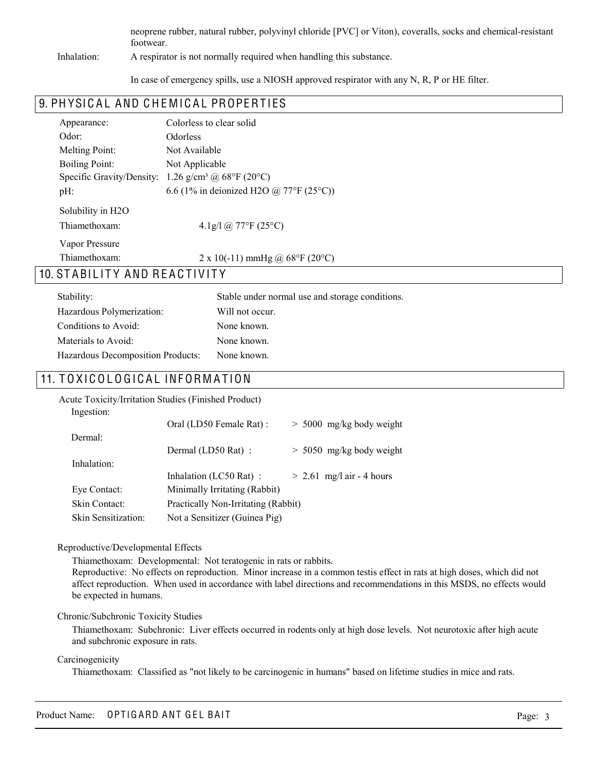neoprene rubber, natural rubber, polyvinyl chloride [PVC] or Viton), coveralls, socks and chemical-resistant footwear.

Inhalation: A respirator is not normally required when handling this substance.

In case of emergency spills, use a NIOSH approved respirator with any N, R, P or HE filter.

## 9. PHYSICAL AND CHEMICAL PROPERTIES

| | |
|---|---|
| Appearance: | Colorless to clear solid |
| Odor: | Odorless |
| Melting Point: | Not Available |
| Boiling Point: | Not Applicable |
| Specific Gravity/Density: | 1.26 g/cm³ @ 68°F (20°C) |
| pH: | 6.6 (1% in deionized H2O @ 77°F (25°C)) |

Solubility in H2O

| | |
|---|---|
| Thiamethoxam: | 4.1g/l @ 77°F (25°C) |

Vapor Pressure

| | |
|---|---|
| Thiamethoxam: | 2 x 10(-11) mmHg @ 68°F (20°C) |

## 10. STABILITY AND REACTIVITY

| | |
|---|---|
| Stability: | Stable under normal use and storage conditions. |
| Hazardous Polymerization: | Will not occur. |
| Conditions to Avoid: | None known. |
| Materials to Avoid: | None known. |
| Hazardous Decomposition Products: | None known. |

## 11. TOXICOLOGICAL INFORMATION

Acute Toxicity/Irritation Studies (Finished Product)

| | | |
|---|---|---|
| Ingestion: | Oral (LD50 Female Rat) : | > 5000 mg/kg body weight |
| Dermal: | Dermal (LD50 Rat) : | > 5050 mg/kg body weight |
| Inhalation: | Inhalation (LC50 Rat) : | > 2.61 mg/l air - 4 hours |
| Eye Contact: | Minimally Irritating (Rabbit) | |
| Skin Contact: | Practically Non-Irritating (Rabbit) | |
| Skin Sensitization: | Not a Sensitizer (Guinea Pig) | |

Reproductive/Developmental Effects

Thiamethoxam: Developmental: Not teratogenic in rats or rabbits.
Reproductive: No effects on reproduction. Minor increase in a common testis effect in rats at high doses, which did not affect reproduction. When used in accordance with label directions and recommendations in this MSDS, no effects would be expected in humans.

Chronic/Subchronic Toxicity Studies

Thiamethoxam: Subchronic: Liver effects occurred in rodents only at high dose levels. Not neurotoxic after high acute and subchronic exposure in rats.

Carcinogenicity

Thiamethoxam: Classified as "not likely to be carcinogenic in humans" based on lifetime studies in mice and rats.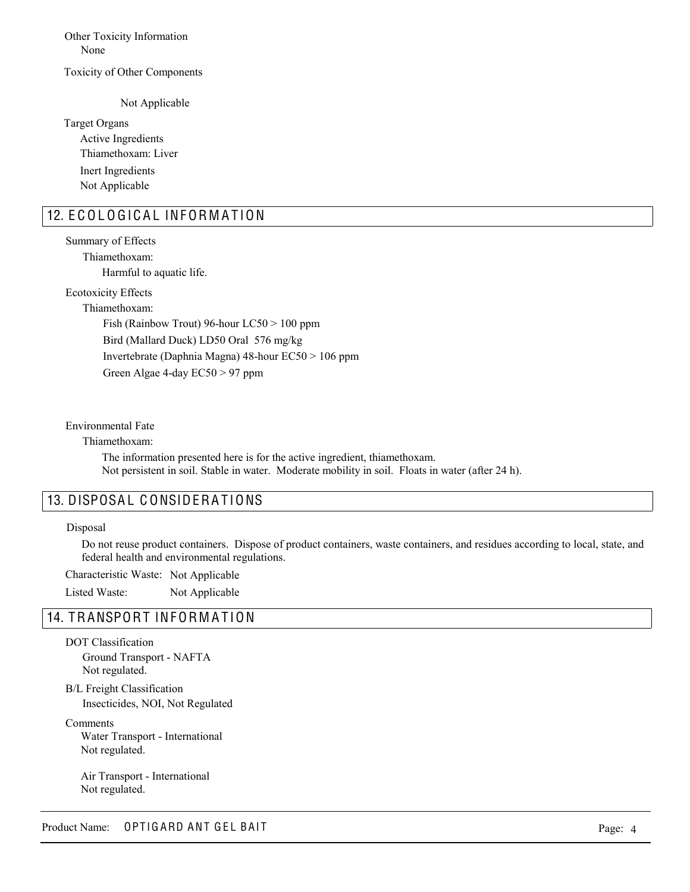Other Toxicity Information

None

Toxicity of Other Components

Not Applicable

Target Organs

Active Ingredients

Thiamethoxam: Liver

Inert Ingredients

Not Applicable

## 12. ECOLOGICAL INFORMATION

Summary of Effects

Thiamethoxam:

Harmful to aquatic life.

Ecotoxicity Effects

Thiamethoxam:

Fish (Rainbow Trout) 96-hour LC50 > 100 ppm

Bird (Mallard Duck) LD50 Oral 576 mg/kg

Invertebrate (Daphnia Magna) 48-hour EC50 > 106 ppm

Green Algae 4-day EC50 > 97 ppm

Environmental Fate

Thiamethoxam:

The information presented here is for the active ingredient, thiamethoxam.
Not persistent in soil. Stable in water. Moderate mobility in soil. Floats in water (after 24 h).

## 13. DISPOSAL CONSIDERATIONS

Disposal

Do not reuse product containers. Dispose of product containers, waste containers, and residues according to local, state, and federal health and environmental regulations.

Characteristic Waste: Not Applicable

Listed Waste: Not Applicable

## 14. TRANSPORT INFORMATION

DOT Classification

Ground Transport - NAFTA
Not regulated.

B/L Freight Classification

Insecticides, NOI, Not Regulated

Comments

Water Transport - International
Not regulated.

Air Transport - International
Not regulated.

Product Name: OPTIGARD ANT GEL BAIT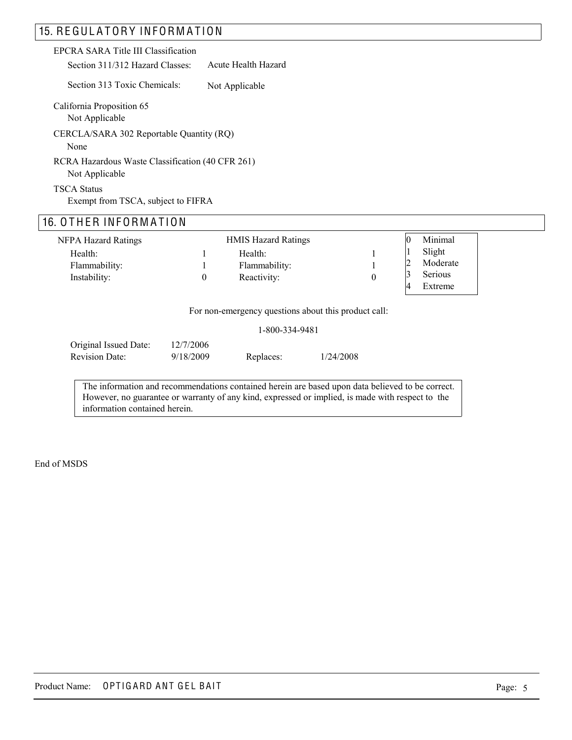## 15. REGULATORY INFORMATION

EPCRA SARA Title III Classification

Section 311/312 Hazard Classes: Acute Health Hazard

Section 313 Toxic Chemicals: Not Applicable

California Proposition 65

Not Applicable

CERCLA/SARA 302 Reportable Quantity (RQ)

None

RCRA Hazardous Waste Classification (40 CFR 261)

Not Applicable

TSCA Status

Exempt from TSCA, subject to FIFRA

## 16. OTHER INFORMATION

| NFPA Hazard Ratings | | HMIS Hazard Ratings | |
|---|---|---|---|
| Health: | 1 | Health: | 1 |
| Flammability: | 1 | Flammability: | 1 |
| Instability: | 0 | Reactivity: | 0 |

| | |
|---|---|
| 0 | Minimal |
| 1 | Slight |
| 2 | Moderate |
| 3 | Serious |
| 4 | Extreme |

For non-emergency questions about this product call:

1-800-334-9481

| | | | |
|---|---|---|---|
| Original Issued Date: | 12/7/2006 | | |
| Revision Date: | 9/18/2009 | Replaces: | 1/24/2008 |

The information and recommendations contained herein are based upon data believed to be correct. However, no guarantee or warranty of any kind, expressed or implied, is made with respect to the information contained herein.

End of MSDS